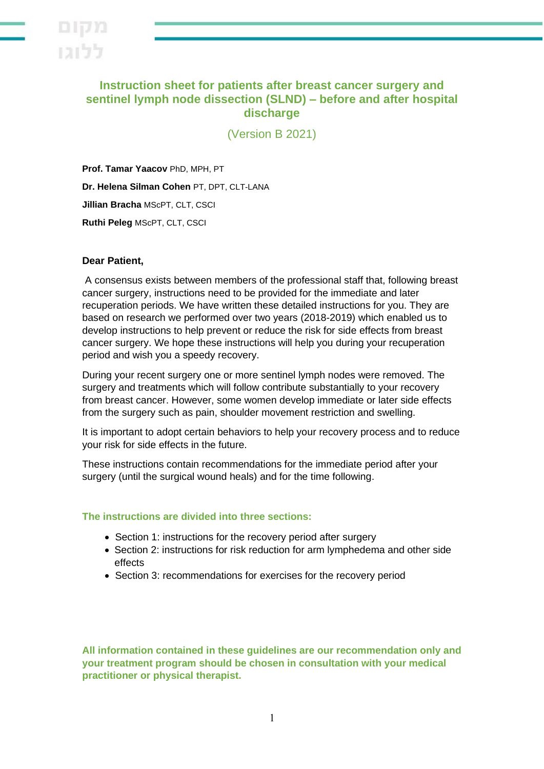# Instruction sheet for patients after breast cancer surgery and sentinel lymph node dissection (SLND) – before and after hospital discharge

(Version B 2021)

**Prof. Tamar Yaacov** PhD, MPH, PT

**Dr. Helena Silman Cohen** PT, DPT, CLT-LANA

**Jillian Bracha** MScPT, CLT, CSCI

**Ruthi Peleg** MScPT, CLT, CSCI

**Dear Patient,**

A consensus exists between members of the professional staff that, following breast cancer surgery, instructions need to be provided for the immediate and later recuperation periods. We have written these detailed instructions for you. They are based on research we performed over two years (2018-2019) which enabled us to develop instructions to help prevent or reduce the risk for side effects from breast cancer surgery. We hope these instructions will help you during your recuperation period and wish you a speedy recovery.

During your recent surgery one or more sentinel lymph nodes were removed. The surgery and treatments which will follow contribute substantially to your recovery from breast cancer. However, some women develop immediate or later side effects from the surgery such as pain, shoulder movement restriction and swelling.

It is important to adopt certain behaviors to help your recovery process and to reduce your risk for side effects in the future.

These instructions contain recommendations for the immediate period after your surgery (until the surgical wound heals) and for the time following.

### The instructions are divided into three sections:

- Section 1: instructions for the recovery period after surgery
- Section 2: instructions for risk reduction for arm lymphedema and other side effects
- Section 3: recommendations for exercises for the recovery period

**All information contained in these guidelines are our recommendation only and your treatment program should be chosen in consultation with your medical practitioner or physical therapist.**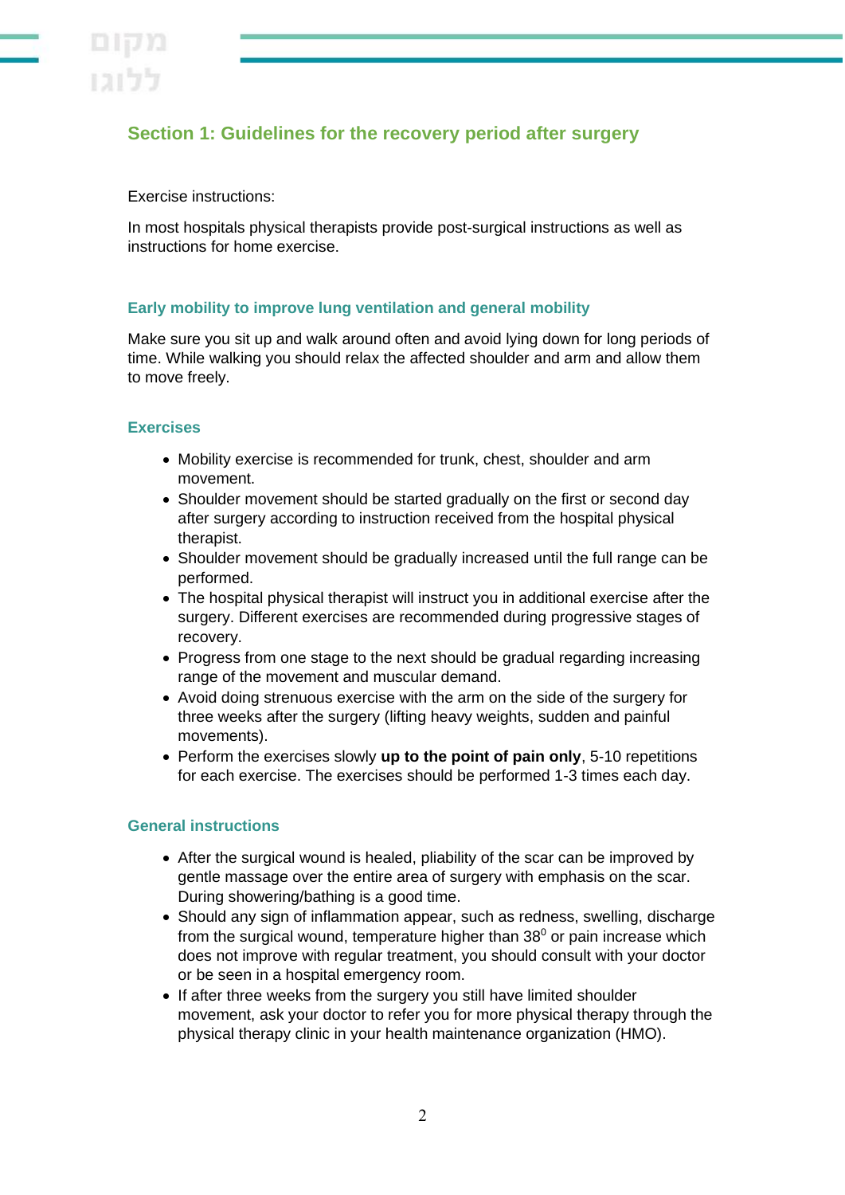## Section 1: Guidelines for the recovery period after surgery

Exercise instructions:

In most hospitals physical therapists provide post-surgical instructions as well as instructions for home exercise.

### Early mobility to improve lung ventilation and general mobility

Make sure you sit up and walk around often and avoid lying down for long periods of time. While walking you should relax the affected shoulder and arm and allow them to move freely.

### Exercises

- Mobility exercise is recommended for trunk, chest, shoulder and arm movement.
- Shoulder movement should be started gradually on the first or second day after surgery according to instruction received from the hospital physical therapist.
- Shoulder movement should be gradually increased until the full range can be performed.
- The hospital physical therapist will instruct you in additional exercise after the surgery. Different exercises are recommended during progressive stages of recovery.
- Progress from one stage to the next should be gradual regarding increasing range of the movement and muscular demand.
- Avoid doing strenuous exercise with the arm on the side of the surgery for three weeks after the surgery (lifting heavy weights, sudden and painful movements).
- Perform the exercises slowly **up to the point of pain only**, 5-10 repetitions for each exercise. The exercises should be performed 1-3 times each day.

### General instructions

- After the surgical wound is healed, pliability of the scar can be improved by gentle massage over the entire area of surgery with emphasis on the scar. During showering/bathing is a good time.
- Should any sign of inflammation appear, such as redness, swelling, discharge from the surgical wound, temperature higher than $38^0$ or pain increase which does not improve with regular treatment, you should consult with your doctor or be seen in a hospital emergency room.
- If after three weeks from the surgery you still have limited shoulder movement, ask your doctor to refer you for more physical therapy through the physical therapy clinic in your health maintenance organization (HMO).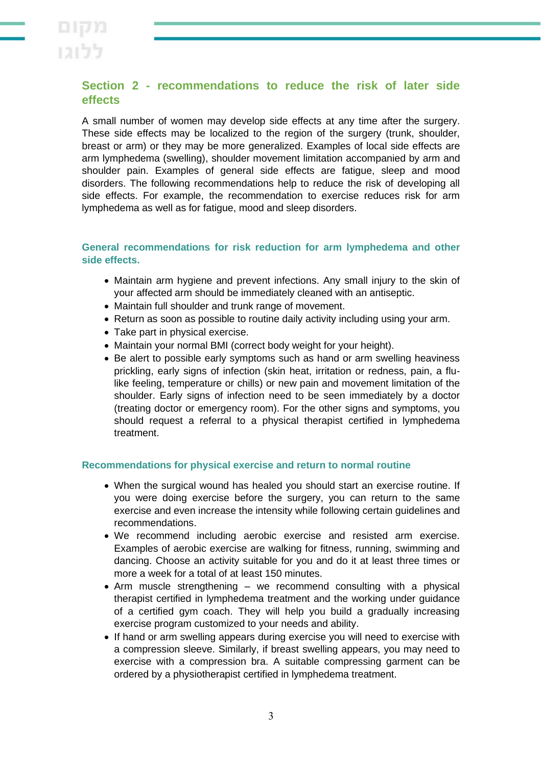## Section 2 - recommendations to reduce the risk of later side effects

A small number of women may develop side effects at any time after the surgery. These side effects may be localized to the region of the surgery (trunk, shoulder, breast or arm) or they may be more generalized. Examples of local side effects are arm lymphedema (swelling), shoulder movement limitation accompanied by arm and shoulder pain. Examples of general side effects are fatigue, sleep and mood disorders. The following recommendations help to reduce the risk of developing all side effects. For example, the recommendation to exercise reduces risk for arm lymphedema as well as for fatigue, mood and sleep disorders.

### General recommendations for risk reduction for arm lymphedema and other side effects.

- Maintain arm hygiene and prevent infections. Any small injury to the skin of your affected arm should be immediately cleaned with an antiseptic.
- Maintain full shoulder and trunk range of movement.
- Return as soon as possible to routine daily activity including using your arm.
- Take part in physical exercise.
- Maintain your normal BMI (correct body weight for your height).
- Be alert to possible early symptoms such as hand or arm swelling heaviness prickling, early signs of infection (skin heat, irritation or redness, pain, a flu-like feeling, temperature or chills) or new pain and movement limitation of the shoulder. Early signs of infection need to be seen immediately by a doctor (treating doctor or emergency room). For the other signs and symptoms, you should request a referral to a physical therapist certified in lymphedema treatment.

### Recommendations for physical exercise and return to normal routine

- When the surgical wound has healed you should start an exercise routine. If you were doing exercise before the surgery, you can return to the same exercise and even increase the intensity while following certain guidelines and recommendations.
- We recommend including aerobic exercise and resisted arm exercise. Examples of aerobic exercise are walking for fitness, running, swimming and dancing. Choose an activity suitable for you and do it at least three times or more a week for a total of at least 150 minutes.
- Arm muscle strengthening – we recommend consulting with a physical therapist certified in lymphedema treatment and the working under guidance of a certified gym coach. They will help you build a gradually increasing exercise program customized to your needs and ability.
- If hand or arm swelling appears during exercise you will need to exercise with a compression sleeve. Similarly, if breast swelling appears, you may need to exercise with a compression bra. A suitable compressing garment can be ordered by a physiotherapist certified in lymphedema treatment.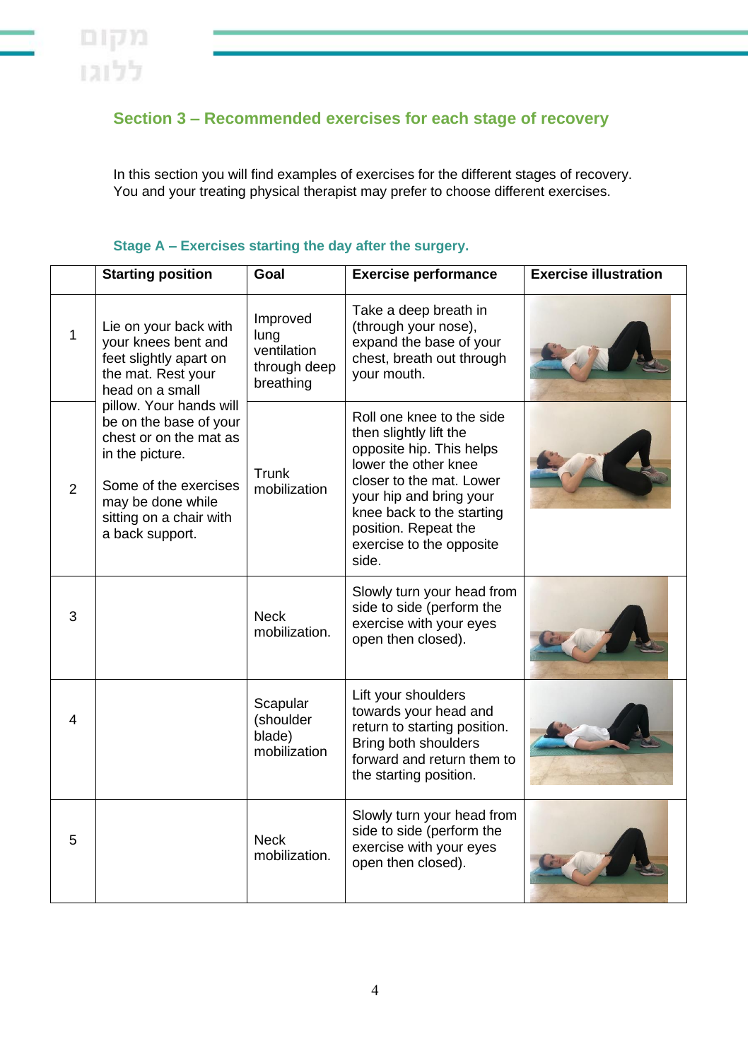## Section 3 – Recommended exercises for each stage of recovery

In this section you will find examples of exercises for the different stages of recovery. You and your treating physical therapist may prefer to choose different exercises.

### Stage A – Exercises starting the day after the surgery.

| | Starting position | Goal | Exercise performance | Exercise illustration |
|---|---|---|---|---|
| 1 | Lie on your back with your knees bent and feet slightly apart on the mat. Rest your head on a small pillow. Your hands will be on the base of your chest or on the mat as in the picture.<br><br>Some of the exercises may be done while sitting on a chair with a back support. | Improved lung ventilation through deep breathing | Take a deep breath in (through your nose), expand the base of your chest, breath out through your mouth. | |
| 2 | | Trunk mobilization | Roll one knee to the side then slightly lift the opposite hip. This helps lower the other knee closer to the mat. Lower your hip and bring your knee back to the starting position. Repeat the exercise to the opposite side. | |
| 3 | | Neck mobilization. | Slowly turn your head from side to side (perform the exercise with your eyes open then closed). | |
| 4 | | Scapular (shoulder blade) mobilization | Lift your shoulders towards your head and return to starting position. Bring both shoulders forward and return them to the starting position. | |
| 5 | | Neck mobilization. | Slowly turn your head from side to side (perform the exercise with your eyes open then closed). | |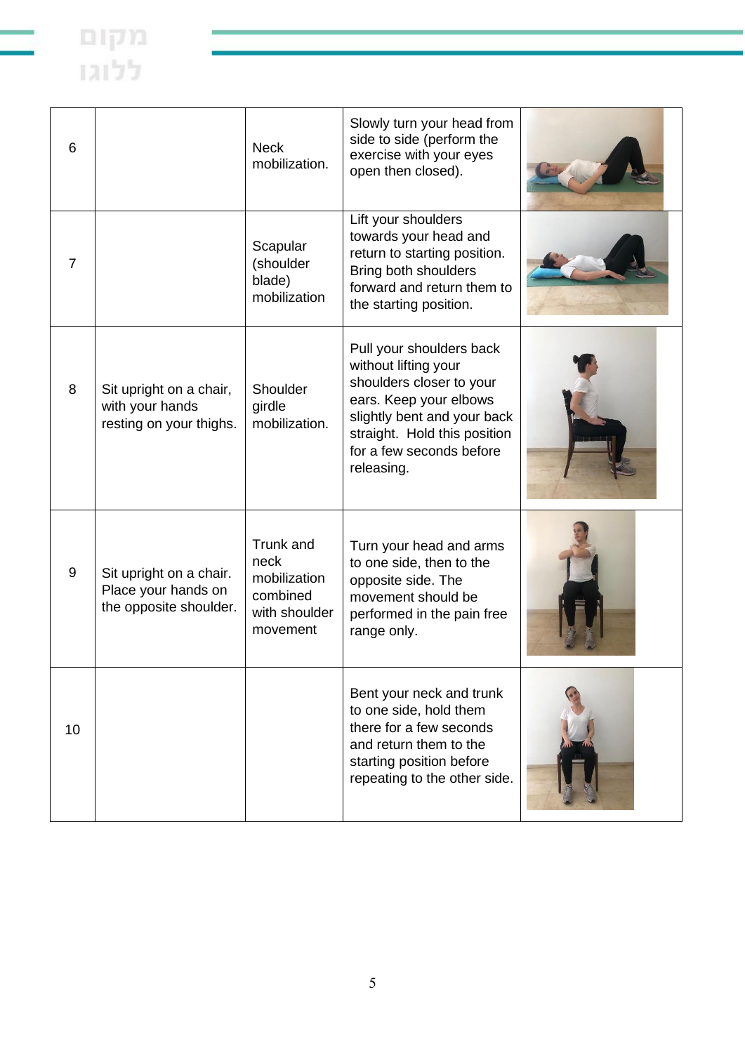| 6 | | Neck mobilization. | Slowly turn your head from side to side (perform the exercise with your eyes open then closed). | |
|---|---|---|---|---|
| 7 | | Scapular (shoulder blade) mobilization | Lift your shoulders towards your head and return to starting position. Bring both shoulders forward and return them to the starting position. | |
| 8 | Sit upright on a chair, with your hands resting on your thighs. | Shoulder girdle mobilization. | Pull your shoulders back without lifting your shoulders closer to your ears. Keep your elbows slightly bent and your back straight. Hold this position for a few seconds before releasing. | |
| 9 | Sit upright on a chair. Place your hands on the opposite shoulder. | Trunk and neck mobilization combined with shoulder movement | Turn your head and arms to one side, then to the opposite side. The movement should be performed in the pain free range only. | |
| 10 | | | Bent your neck and trunk to one side, hold them there for a few seconds and return them to the starting position before repeating to the other side. | |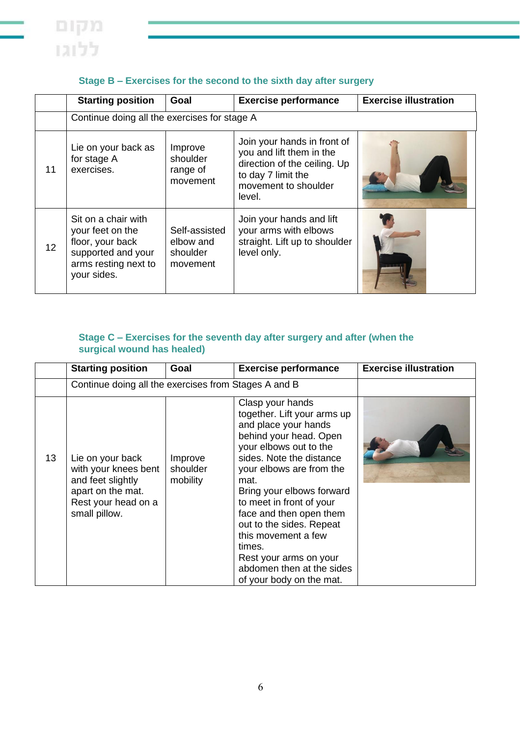### Stage B – Exercises for the second to the sixth day after surgery

| | Starting position | Goal | Exercise performance | Exercise illustration |
|---|---|---|---|---|
| | Continue doing all the exercises for stage A | | | |
| 11 | Lie on your back as for stage A exercises. | Improve shoulder range of movement | Join your hands in front of you and lift them in the direction of the ceiling. Up to day 7 limit the movement to shoulder level. | |
| 12 | Sit on a chair with your feet on the floor, your back supported and your arms resting next to your sides. | Self-assisted elbow and shoulder movement | Join your hands and lift your arms with elbows straight. Lift up to shoulder level only. | |

### Stage C – Exercises for the seventh day after surgery and after (when the surgical wound has healed)

| | Starting position | Goal | Exercise performance | Exercise illustration |
|---|---|---|---|---|
| | Continue doing all the exercises from Stages A and B | | | |
| 13 | Lie on your back with your knees bent and feet slightly apart on the mat. Rest your head on a small pillow. | Improve shoulder mobility | Clasp your hands together. Lift your arms up and place your hands behind your head. Open your elbows out to the sides. Note the distance your elbows are from the mat. Bring your elbows forward to meet in front of your face and then open them out to the sides. Repeat this movement a few times. Rest your arms on your abdomen then at the sides of your body on the mat. | |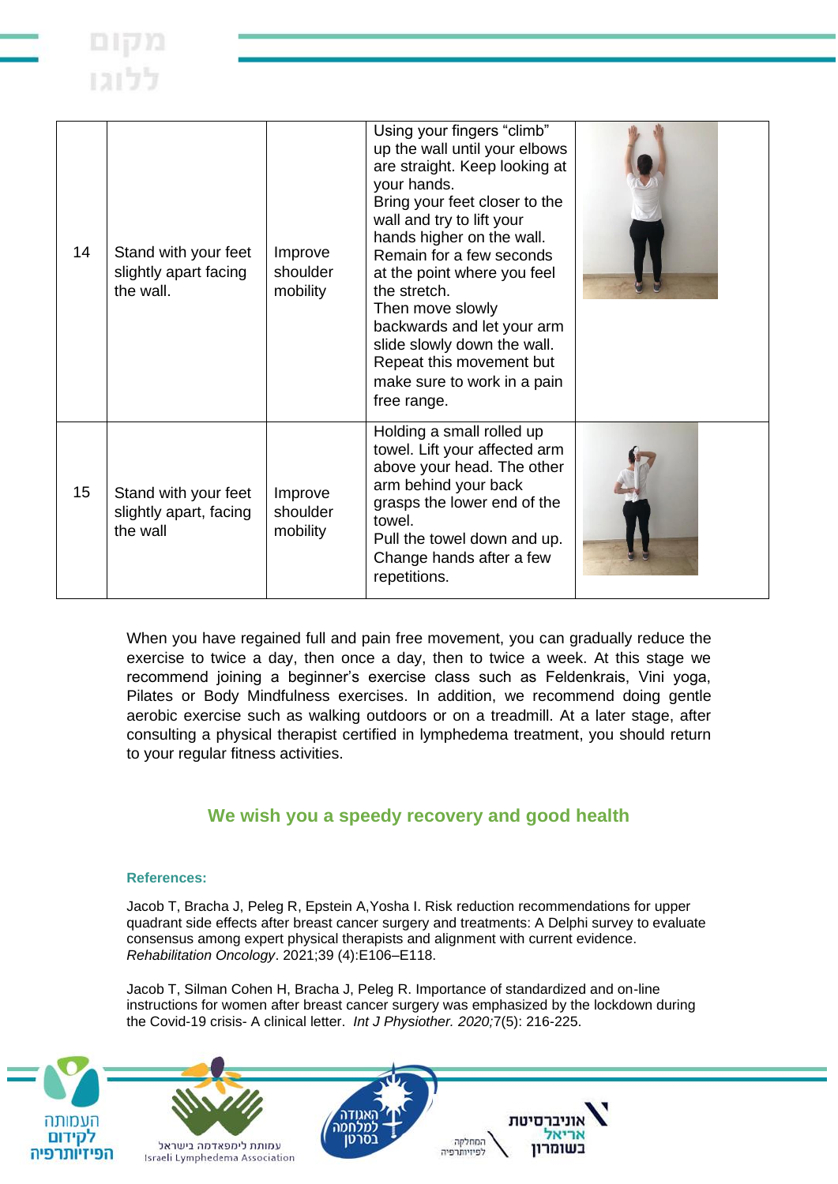| | | | | |
|---|---|---|---|---|
| 14 | Stand with your feet slightly apart facing the wall. | Improve shoulder mobility | Using your fingers "climb" up the wall until your elbows are straight. Keep looking at your hands. Bring your feet closer to the wall and try to lift your hands higher on the wall. Remain for a few seconds at the point where you feel the stretch. Then move slowly backwards and let your arm slide slowly down the wall. Repeat this movement but make sure to work in a pain free range. | |
| 15 | Stand with your feet slightly apart, facing the wall | Improve shoulder mobility | Holding a small rolled up towel. Lift your affected arm above your head. The other arm behind your back grasps the lower end of the towel. Pull the towel down and up. Change hands after a few repetitions. | |

When you have regained full and pain free movement, you can gradually reduce the exercise to twice a day, then once a day, then to twice a week. At this stage we recommend joining a beginner's exercise class such as Feldenkrais, Vini yoga, Pilates or Body Mindfulness exercises. In addition, we recommend doing gentle aerobic exercise such as walking outdoors or on a treadmill. At a later stage, after consulting a physical therapist certified in lymphedema treatment, you should return to your regular fitness activities.

## We wish you a speedy recovery and good health

### References:

Jacob T, Bracha J, Peleg R, Epstein A,Yosha I. Risk reduction recommendations for upper quadrant side effects after breast cancer surgery and treatments: A Delphi survey to evaluate consensus among expert physical therapists and alignment with current evidence. *Rehabilitation Oncology*. 2021;39 (4):E106–E118.

Jacob T, Silman Cohen H, Bracha J, Peleg R. Importance of standardized and on-line instructions for women after breast cancer surgery was emphasized by the lockdown during the Covid-19 crisis- A clinical letter. *Int J Physiother. 2020;*7(5): 216-225.

העמותה לקידום הפיזיותרפיה

עמותת לימפאדמה בישראל
Israeli Lymphedema Association

האגודה למלחמה בסרטן

המחלקה לפיזיותרפיה

אוניברסיטת אריאל בשומרון